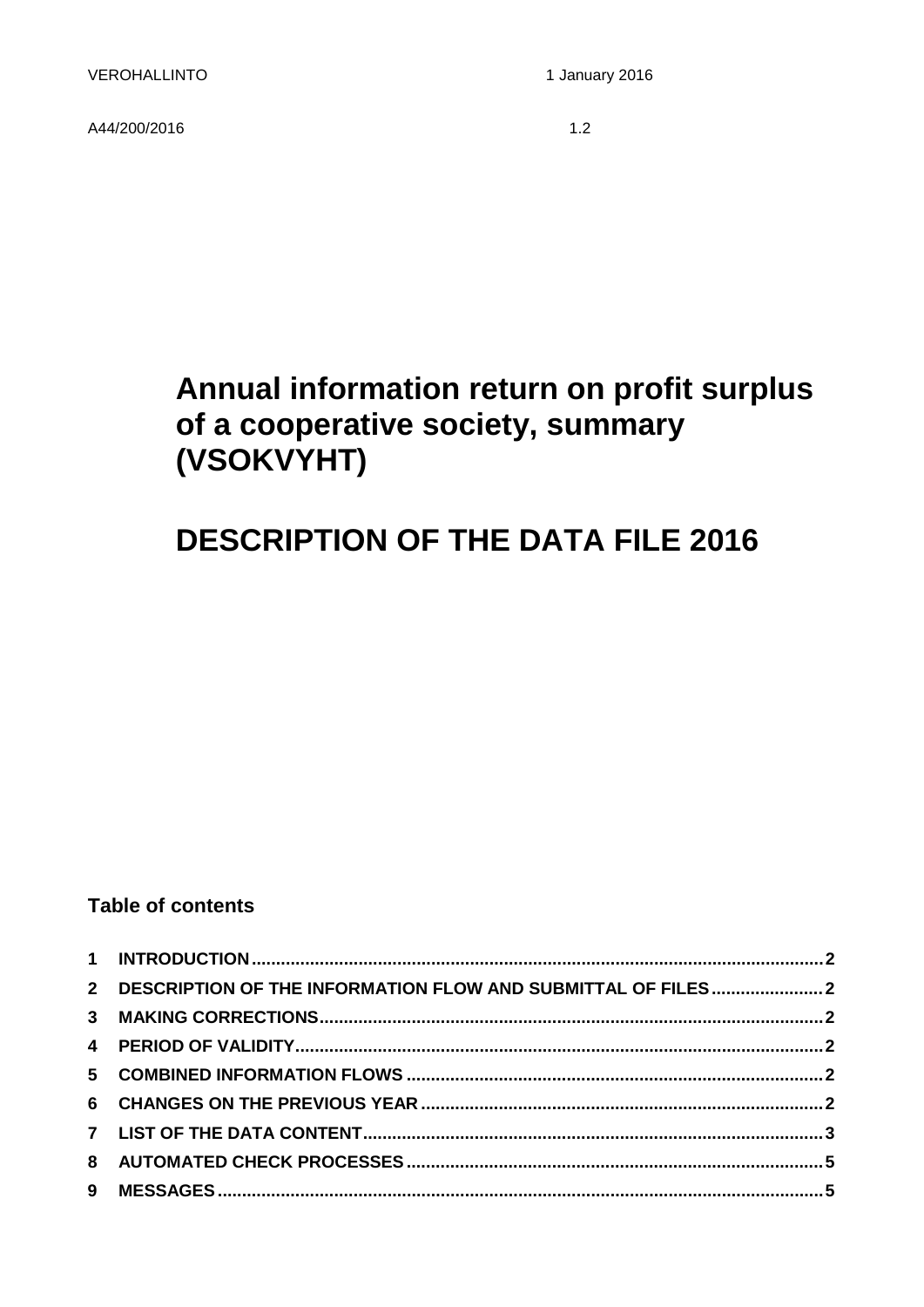VEROHALLINTO 1 January 2016

A44/200/2016 1.2

# Annual information return on profit surplus of a cooperative society, summary (VSOKVYHT)

# DESCRIPTION OF THE DATA FILE 2016

**Table of contents**

1 INTRODUCTION ... 2
2 DESCRIPTION OF THE INFORMATION FLOW AND SUBMITTAL OF FILES ... 2
3 MAKING CORRECTIONS ... 2
4 PERIOD OF VALIDITY ... 2
5 COMBINED INFORMATION FLOWS ... 2
6 CHANGES ON THE PREVIOUS YEAR ... 2
7 LIST OF THE DATA CONTENT ... 3
8 AUTOMATED CHECK PROCESSES ... 5
9 MESSAGES ... 5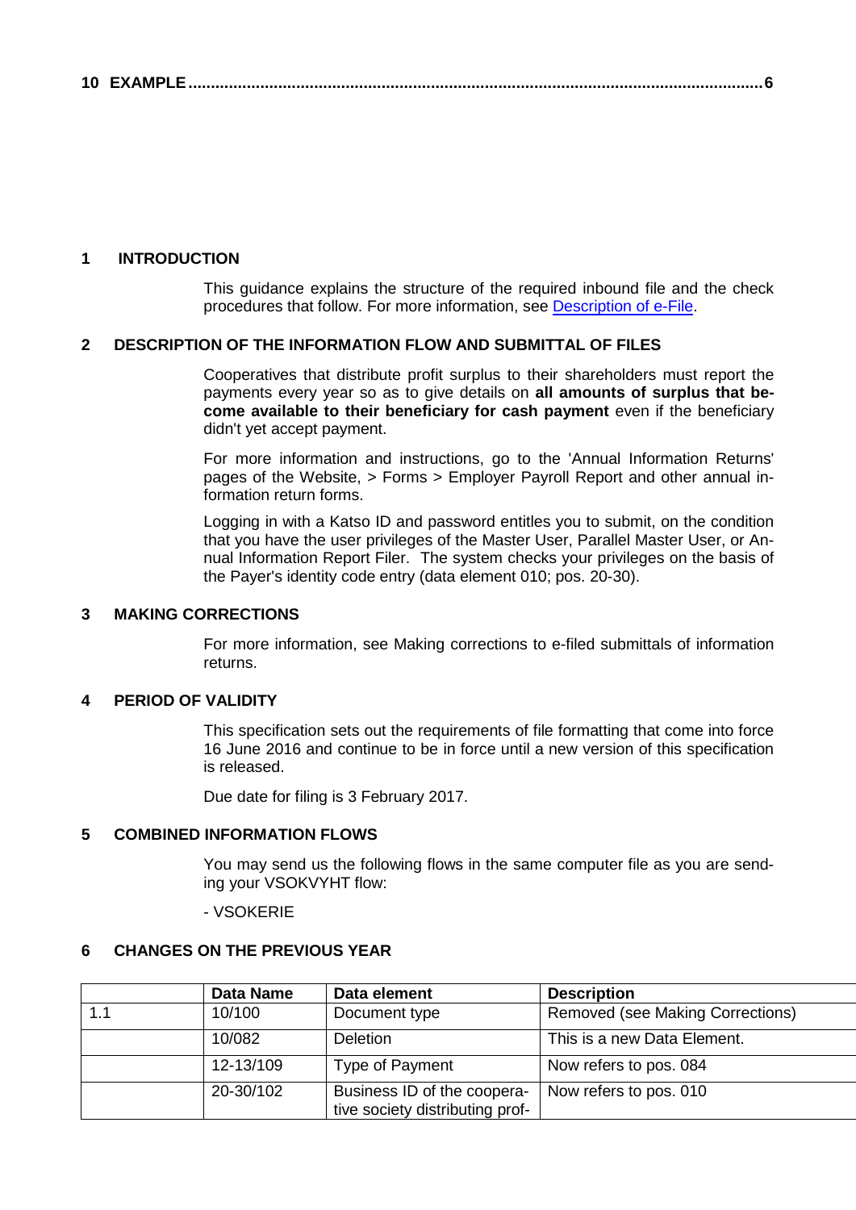**10 EXAMPLE ................................................................................................................................6**

## 1 INTRODUCTION

This guidance explains the structure of the required inbound file and the check procedures that follow. For more information, see Description of e-File.

## 2 DESCRIPTION OF THE INFORMATION FLOW AND SUBMITTAL OF FILES

Cooperatives that distribute profit surplus to their shareholders must report the payments every year so as to give details on **all amounts of surplus that become available to their beneficiary for cash payment** even if the beneficiary didn't yet accept payment.

For more information and instructions, go to the 'Annual Information Returns' pages of the Website, > Forms > Employer Payroll Report and other annual information return forms.

Logging in with a Katso ID and password entitles you to submit, on the condition that you have the user privileges of the Master User, Parallel Master User, or Annual Information Report Filer. The system checks your privileges on the basis of the Payer's identity code entry (data element 010; pos. 20-30).

## 3 MAKING CORRECTIONS

For more information, see Making corrections to e-filed submittals of information returns.

## 4 PERIOD OF VALIDITY

This specification sets out the requirements of file formatting that come into force 16 June 2016 and continue to be in force until a new version of this specification is released.

Due date for filing is 3 February 2017.

## 5 COMBINED INFORMATION FLOWS

You may send us the following flows in the same computer file as you are sending your VSOKVYHT flow:

- VSOKERIE

## 6 CHANGES ON THE PREVIOUS YEAR

| | Data Name | Data element | Description |
|---|---|---|---|
| 1.1 | 10/100 | Document type | Removed (see Making Corrections) |
| | 10/082 | Deletion | This is a new Data Element. |
| | 12-13/109 | Type of Payment | Now refers to pos. 084 |
| | 20-30/102 | Business ID of the cooperative society distributing prof- | Now refers to pos. 010 |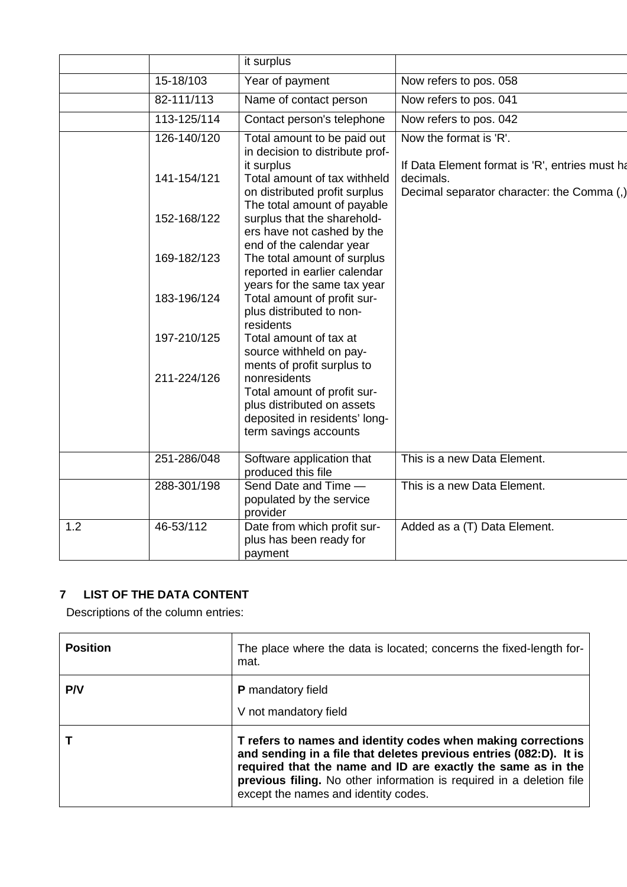|  |  | it surplus |  |
|---|---|---|---|
|  | 15-18/103 | Year of payment | Now refers to pos. 058 |
|  | 82-111/113 | Name of contact person | Now refers to pos. 041 |
|  | 113-125/114 | Contact person's telephone | Now refers to pos. 042 |
|  | 126-140/120<br><br>141-154/121<br><br>152-168/122<br><br>169-182/123<br><br>183-196/124<br><br>197-210/125<br><br>211-224/126 | Total amount to be paid out in decision to distribute profit surplus<br>Total amount of tax withheld on distributed profit surplus<br>The total amount of payable surplus that the shareholders have not cashed by the end of the calendar year<br>The total amount of surplus reported in earlier calendar years for the same tax year<br>Total amount of profit surplus distributed to non-residents<br>Total amount of tax at source withheld on payments of profit surplus to nonresidents<br>Total amount of profit surplus distributed on assets deposited in residents' long-term savings accounts | Now the format is 'R'.<br><br>If Data Element format is 'R', entries must ha decimals.<br>Decimal separator character: the Comma (,) |
|  | 251-286/048 | Software application that produced this file | This is a new Data Element. |
|  | 288-301/198 | Send Date and Time — populated by the service provider | This is a new Data Element. |
| 1.2 | 46-53/112 | Date from which profit surplus has been ready for payment | Added as a (T) Data Element. |

## 7 LIST OF THE DATA CONTENT

Descriptions of the column entries:

| **Position** | The place where the data is located; concerns the fixed-length format. |
|---|---|
| **P/V** | **P** mandatory field<br><br>V not mandatory field |
| **T** | **T refers to names and identity codes when making corrections and sending in a file that deletes previous entries (082:D). It is required that the name and ID are exactly the same as in the previous filing.** No other information is required in a deletion file except the names and identity codes. |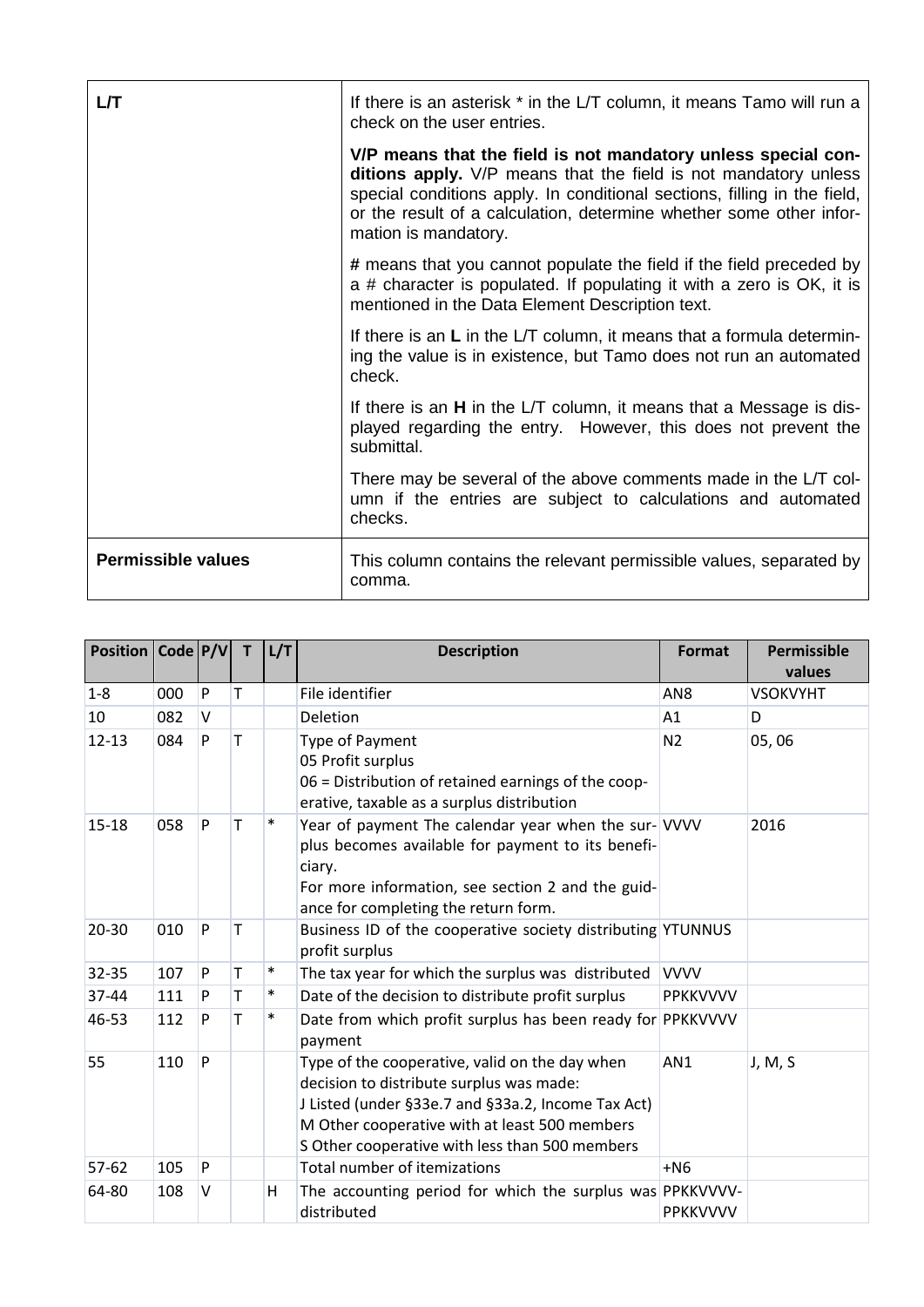| | |
|---|---|
| **L/T** | If there is an asterisk * in the L/T column, it means Tamo will run a check on the user entries.<br><br>**V/P means that the field is not mandatory unless special conditions apply.** V/P means that the field is not mandatory unless special conditions apply. In conditional sections, filling in the field, or the result of a calculation, determine whether some other information is mandatory.<br><br># means that you cannot populate the field if the field preceded by a # character is populated. If populating it with a zero is OK, it is mentioned in the Data Element Description text.<br><br>If there is an **L** in the L/T column, it means that a formula determining the value is in existence, but Tamo does not run an automated check.<br><br>If there is an **H** in the L/T column, it means that a Message is displayed regarding the entry. However, this does not prevent the submittal.<br><br>There may be several of the above comments made in the L/T column if the entries are subject to calculations and automated checks. |
| **Permissible values** | This column contains the relevant permissible values, separated by comma. |

| Position | Code | P/V | T | L/T | Description | Format | Permissible values |
|---|---|---|---|---|---|---|---|
| 1-8 | 000 | P | T | | File identifier | AN8 | VSOKVYHT |
| 10 | 082 | V | | | Deletion | A1 | D |
| 12-13 | 084 | P | T | | Type of Payment<br>05 Profit surplus<br>06 = Distribution of retained earnings of the cooperative, taxable as a surplus distribution | N2 | 05, 06 |
| 15-18 | 058 | P | T | * | Year of payment The calendar year when the surplus becomes available for payment to its beneficiary.<br>For more information, see section 2 and the guidance for completing the return form. | VVVV | 2016 |
| 20-30 | 010 | P | T | | Business ID of the cooperative society distributing profit surplus | YTUNNUS | |
| 32-35 | 107 | P | T | * | The tax year for which the surplus was distributed | VVVV | |
| 37-44 | 111 | P | T | * | Date of the decision to distribute profit surplus | PPKKVVVV | |
| 46-53 | 112 | P | T | * | Date from which profit surplus has been ready for payment | PPKKVVVV | |
| 55 | 110 | P | | | Type of the cooperative, valid on the day when decision to distribute surplus was made:<br>J Listed (under §33e.7 and §33a.2, Income Tax Act)<br>M Other cooperative with at least 500 members<br>S Other cooperative with less than 500 members | AN1 | J, M, S |
| 57-62 | 105 | P | | | Total number of itemizations | +N6 | |
| 64-80 | 108 | V | | H | The accounting period for which the surplus was distributed | PPKKVVVV-PPKKVVVV | |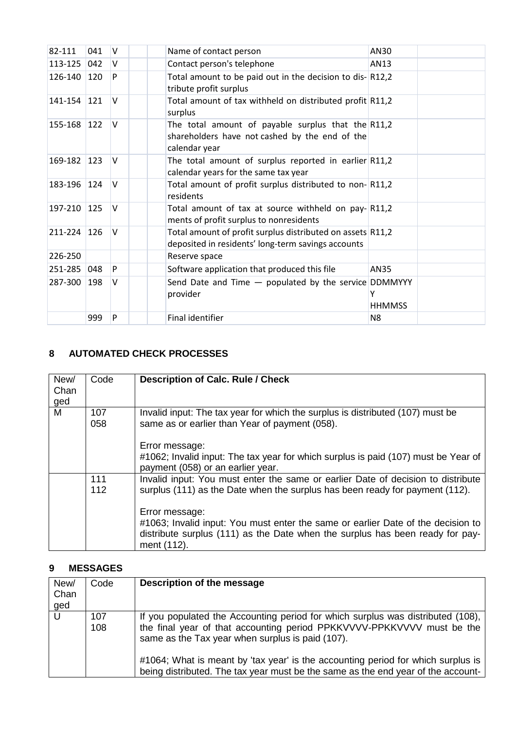| 82-111 | 041 | V | | | Name of contact person | AN30 | |
|---|---|---|---|---|---|---|---|
| 113-125 | 042 | V | | | Contact person's telephone | AN13 | |
| 126-140 | 120 | P | | | Total amount to be paid out in the decision to distribute profit surplus | R12,2 | |
| 141-154 | 121 | V | | | Total amount of tax withheld on distributed profit surplus | R11,2 | |
| 155-168 | 122 | V | | | The total amount of payable surplus that the shareholders have not cashed by the end of the calendar year | R11,2 | |
| 169-182 | 123 | V | | | The total amount of surplus reported in earlier calendar years for the same tax year | R11,2 | |
| 183-196 | 124 | V | | | Total amount of profit surplus distributed to non-residents | R11,2 | |
| 197-210 | 125 | V | | | Total amount of tax at source withheld on payments of profit surplus to nonresidents | R11,2 | |
| 211-224 | 126 | V | | | Total amount of profit surplus distributed on assets deposited in residents' long-term savings accounts | R11,2 | |
| 226-250 | | | | | Reserve space | | |
| 251-285 | 048 | P | | | Software application that produced this file | AN35 | |
| 287-300 | 198 | V | | | Send Date and Time — populated by the service provider | DDMMYYYY HHMMSS | |
| | 999 | P | | | Final identifier | N8 | |

## 8 AUTOMATED CHECK PROCESSES

| New/ Changed | Code | Description of Calc. Rule / Check |
|---|---|---|
| M | 107<br>058 | Invalid input: The tax year for which the surplus is distributed (107) must be same as or earlier than Year of payment (058).<br><br>Error message:<br>#1062; Invalid input: The tax year for which surplus is paid (107) must be Year of payment (058) or an earlier year. |
| | 111<br>112 | Invalid input: You must enter the same or earlier Date of decision to distribute surplus (111) as the Date when the surplus has been ready for payment (112).<br><br>Error message:<br>#1063; Invalid input: You must enter the same or earlier Date of the decision to distribute surplus (111) as the Date when the surplus has been ready for payment (112). |

## 9 MESSAGES

| New/ Changed | Code | Description of the message |
|---|---|---|
| U | 107<br>108 | If you populated the Accounting period for which surplus was distributed (108), the final year of that accounting period PPKKVVVV-PPKKVVVV must be the same as the Tax year when surplus is paid (107).<br><br>#1064; What is meant by 'tax year' is the accounting period for which surplus is being distributed. The tax year must be the same as the end year of the account- |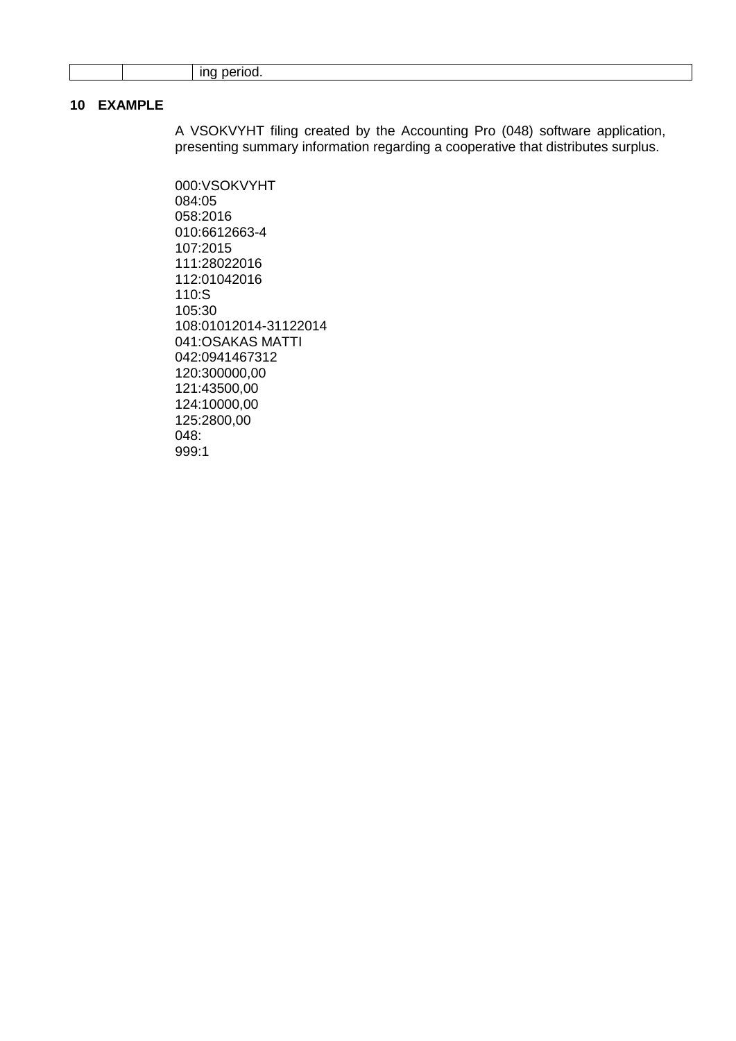| | | |
|---|---|---|
| | | ing period. |

## 10 EXAMPLE

A VSOKVYHT filing created by the Accounting Pro (048) software application, presenting summary information regarding a cooperative that distributes surplus.

```
000:VSOKVYHT
084:05
058:2016
010:6612663-4
107:2015
111:28022016
112:01042016
110:S
105:30
108:01012014-31122014
041:OSAKAS MATTI
042:0941467312
120:300000,00
121:43500,00
124:10000,00
125:2800,00
048:
999:1
```